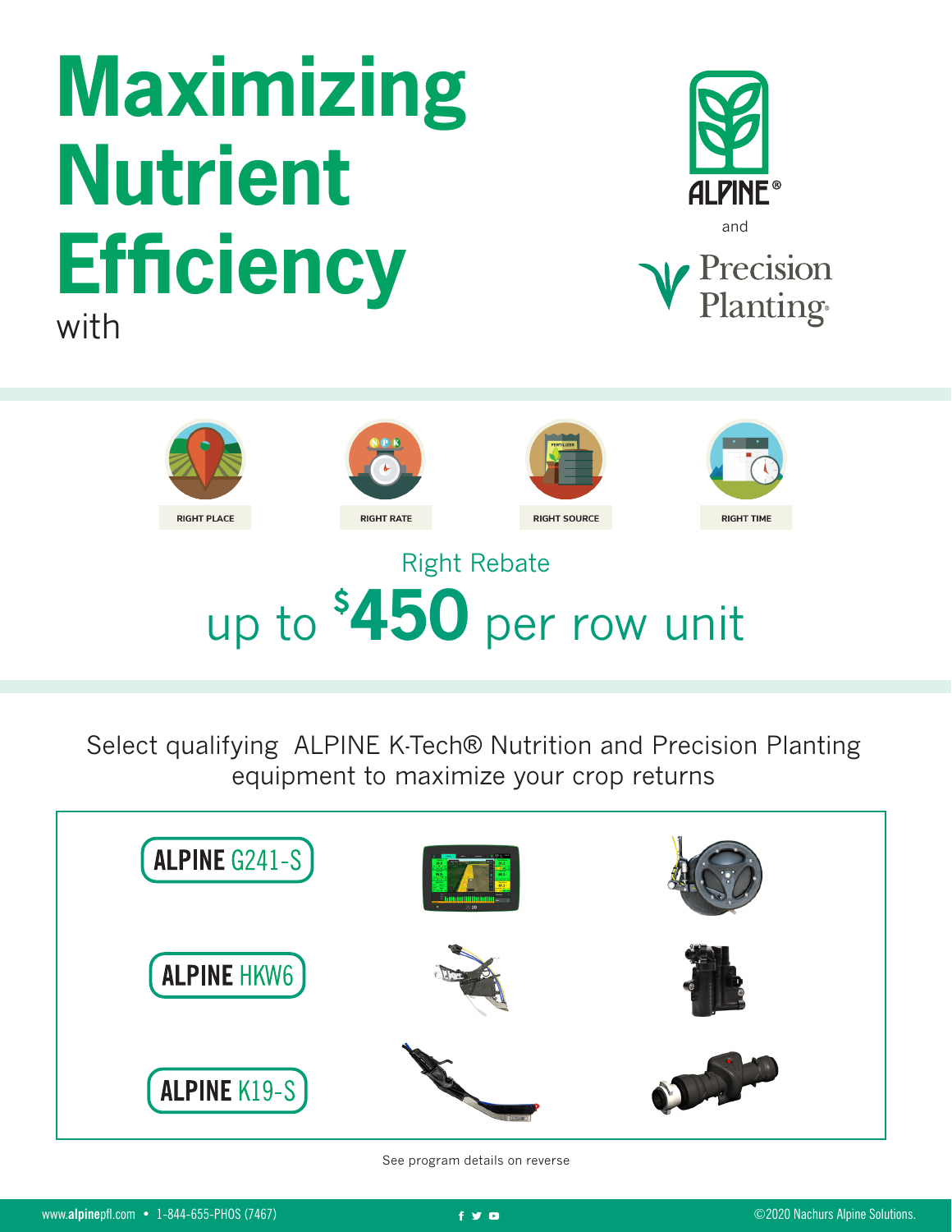# Maximizing Nutrient Efficiency

with

ALPINE®

and

Precision Planting

RIGHT PLACE

RIGHT RATE

RIGHT SOURCE

RIGHT TIME

## Right Rebate

## up to $450 per row unit

Select qualifying ALPINE K-Tech® Nutrition and Precision Planting equipment to maximize your crop returns

ALPINE G241-S

ALPINE HKW6

ALPINE K19-S

See program details on reverse

www.alpinepfl.com • 1-844-655-PHOS (7467)

©2020 Nachurs Alpine Solutions.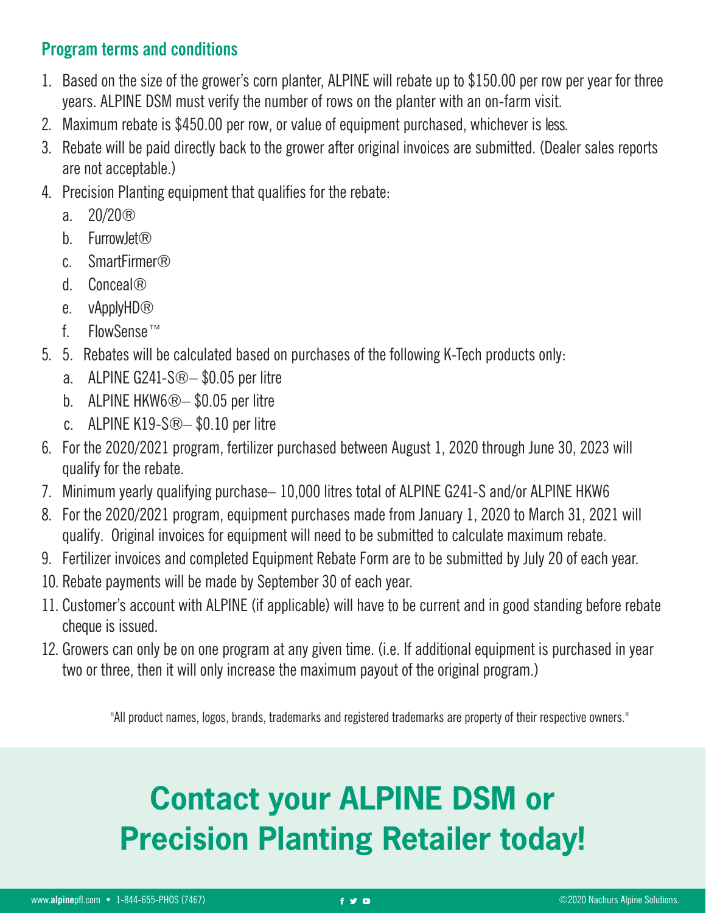## Program terms and conditions

1. Based on the size of the grower's corn planter, ALPINE will rebate up to $150.00 per row per year for three years. ALPINE DSM must verify the number of rows on the planter with an on-farm visit.
2. Maximum rebate is $450.00 per row, or value of equipment purchased, whichever is less.
3. Rebate will be paid directly back to the grower after original invoices are submitted. (Dealer sales reports are not acceptable.)
4. Precision Planting equipment that qualifies for the rebate:
   a. 20/20®
   b. FurrowJet®
   c. SmartFirmer®
   d. Conceal®
   e. vApplyHD®
   f. FlowSense™
5. 5. Rebates will be calculated based on purchases of the following K-Tech products only:
   a. ALPINE G241-S®– $0.05 per litre
   b. ALPINE HKW6®– $0.05 per litre
   c. ALPINE K19-S®– $0.10 per litre
6. For the 2020/2021 program, fertilizer purchased between August 1, 2020 through June 30, 2023 will qualify for the rebate.
7. Minimum yearly qualifying purchase– 10,000 litres total of ALPINE G241-S and/or ALPINE HKW6
8. For the 2020/2021 program, equipment purchases made from January 1, 2020 to March 31, 2021 will qualify. Original invoices for equipment will need to be submitted to calculate maximum rebate.
9. Fertilizer invoices and completed Equipment Rebate Form are to be submitted by July 20 of each year.
10. Rebate payments will be made by September 30 of each year.
11. Customer's account with ALPINE (if applicable) will have to be current and in good standing before rebate cheque is issued.
12. Growers can only be on one program at any given time. (i.e. If additional equipment is purchased in year two or three, then it will only increase the maximum payout of the original program.)

"All product names, logos, brands, trademarks and registered trademarks are property of their respective owners."

# Contact your ALPINE DSM or Precision Planting Retailer today!

www.alpinepfl.com • 1-844-655-PHOS (7467)

©2020 Nachurs Alpine Solutions.